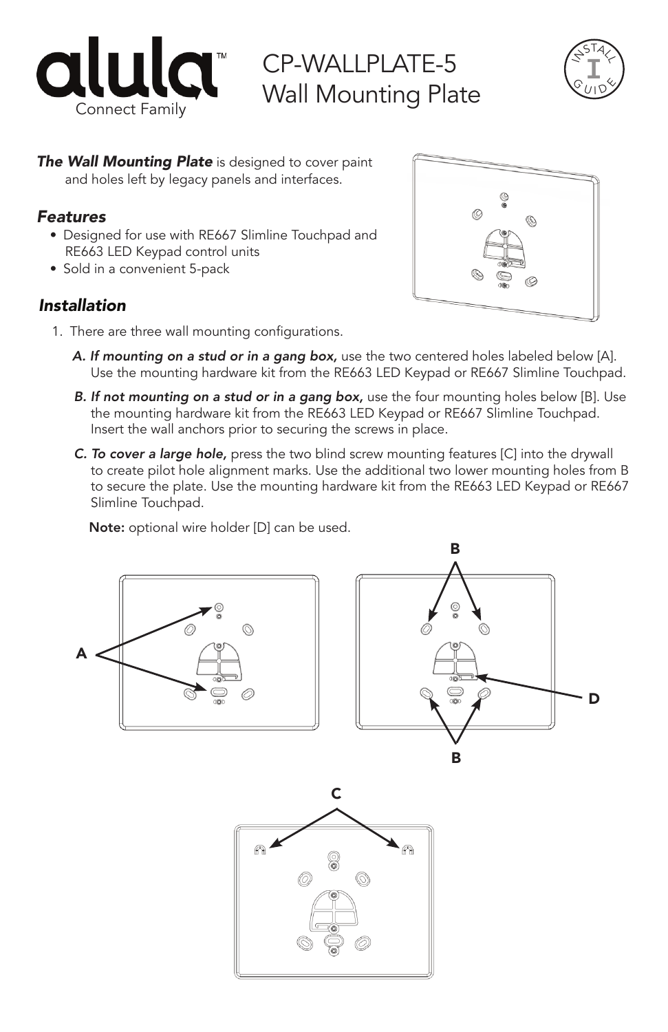# alula™ Connect Family

# CP-WALLPLATE-5 Wall Mounting Plate

INSTALL GUIDE

***The Wall Mounting Plate*** is designed to cover paint and holes left by legacy panels and interfaces.

## *Features*

- Designed for use with RE667 Slimline Touchpad and RE663 LED Keypad control units
- Sold in a convenient 5-pack

## *Installation*

1. There are three wall mounting configurations.

   ***A. If mounting on a stud or in a gang box,*** use the two centered holes labeled below [A]. Use the mounting hardware kit from the RE663 LED Keypad or RE667 Slimline Touchpad.

   ***B. If not mounting on a stud or in a gang box,*** use the four mounting holes below [B]. Use the mounting hardware kit from the RE663 LED Keypad or RE667 Slimline Touchpad. Insert the wall anchors prior to securing the screws in place.

   ***C. To cover a large hole,*** press the two blind screw mounting features [C] into the drywall to create pilot hole alignment marks. Use the additional two lower mounting holes from B to secure the plate. Use the mounting hardware kit from the RE663 LED Keypad or RE667 Slimline Touchpad.

   **Note:** optional wire holder [D] can be used.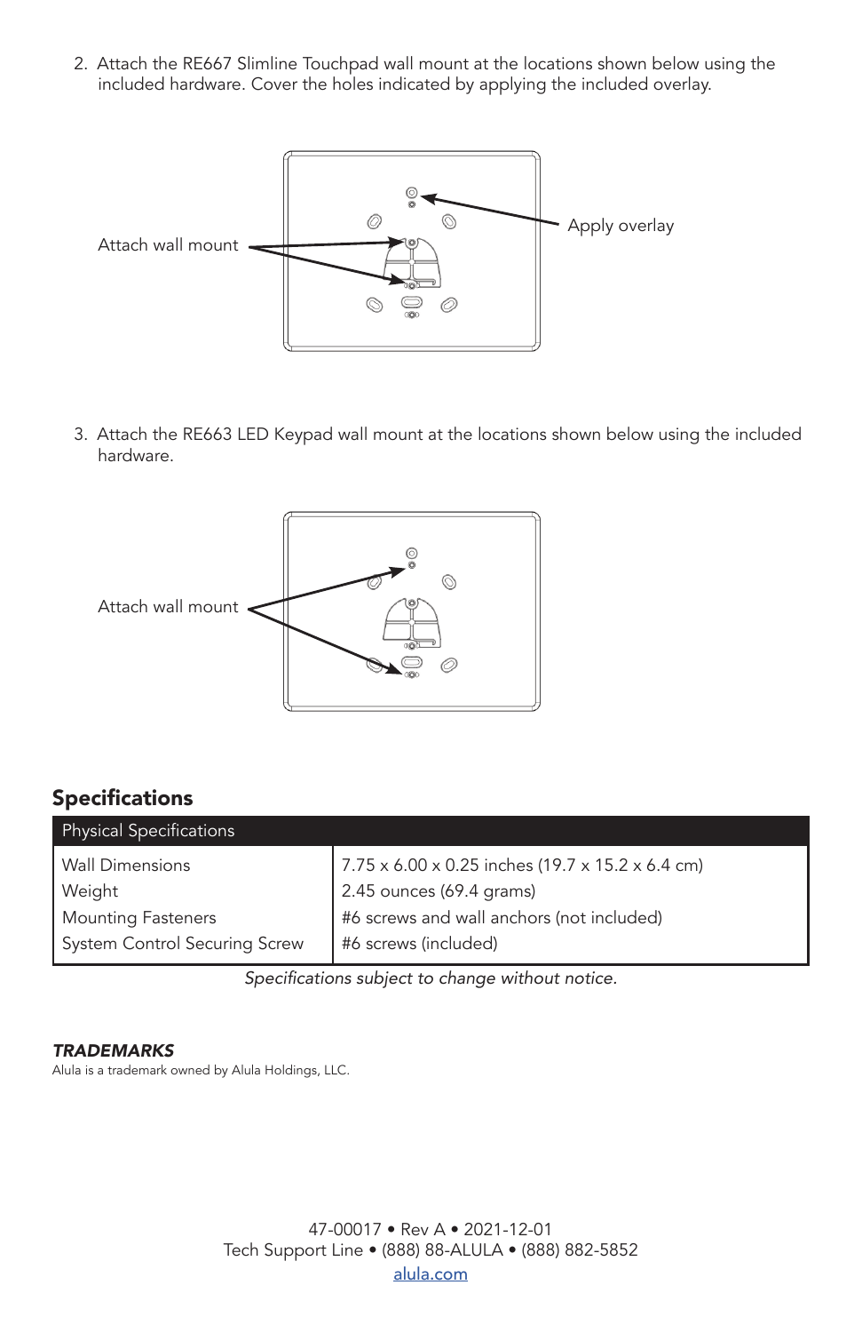2. Attach the RE667 Slimline Touchpad wall mount at the locations shown below using the included hardware. Cover the holes indicated by applying the included overlay.

Attach wall mount

Apply overlay

3. Attach the RE663 LED Keypad wall mount at the locations shown below using the included hardware.

Attach wall mount

## Specifications

| Physical Specifications | |
|---|---|
| Wall Dimensions | 7.75 x 6.00 x 0.25 inches (19.7 x 15.2 x 6.4 cm) |
| Weight | 2.45 ounces (69.4 grams) |
| Mounting Fasteners | #6 screws and wall anchors (not included) |
| System Control Securing Screw | #6 screws (included) |

*Specifications subject to change without notice.*

***TRADEMARKS***

Alula is a trademark owned by Alula Holdings, LLC.

47-00017 • Rev A • 2021-12-01

Tech Support Line • (888) 88-ALULA • (888) 882-5852

alula.com